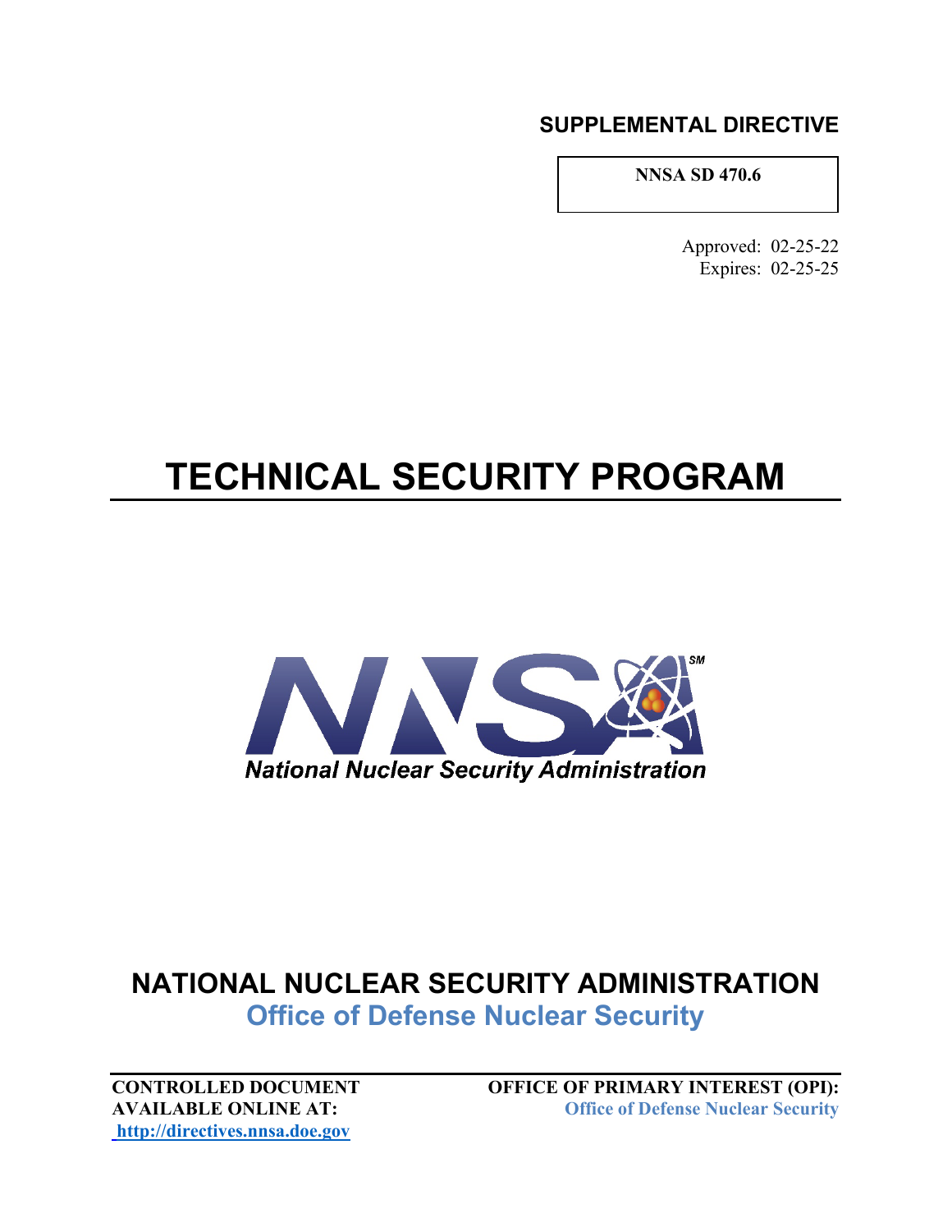**SUPPLEMENTAL DIRECTIVE**

**NNSA SD 470.6**

Approved: 02-25-22
Expires: 02-25-25

# TECHNICAL SECURITY PROGRAM

National Nuclear Security Administration

## NATIONAL NUCLEAR SECURITY ADMINISTRATION
### Office of Defense Nuclear Security

**CONTROLLED DOCUMENT**
**AVAILABLE ONLINE AT:**
**http://directives.nnsa.doe.gov**

**OFFICE OF PRIMARY INTEREST (OPI):**
**Office of Defense Nuclear Security**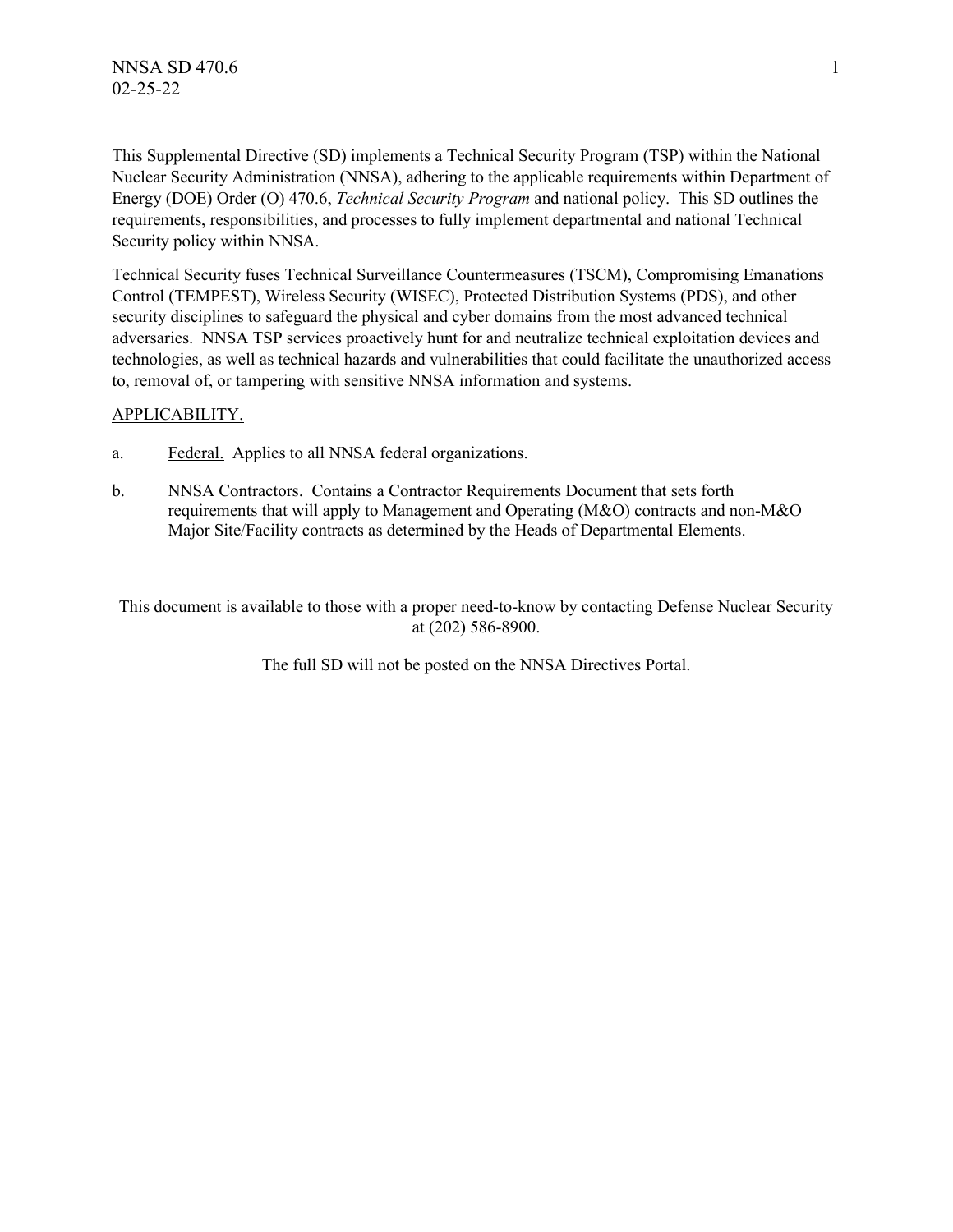This Supplemental Directive (SD) implements a Technical Security Program (TSP) within the National Nuclear Security Administration (NNSA), adhering to the applicable requirements within Department of Energy (DOE) Order (O) 470.6, *Technical Security Program* and national policy. This SD outlines the requirements, responsibilities, and processes to fully implement departmental and national Technical Security policy within NNSA.

Technical Security fuses Technical Surveillance Countermeasures (TSCM), Compromising Emanations Control (TEMPEST), Wireless Security (WISEC), Protected Distribution Systems (PDS), and other security disciplines to safeguard the physical and cyber domains from the most advanced technical adversaries. NNSA TSP services proactively hunt for and neutralize technical exploitation devices and technologies, as well as technical hazards and vulnerabilities that could facilitate the unauthorized access to, removal of, or tampering with sensitive NNSA information and systems.

APPLICABILITY.

a. Federal. Applies to all NNSA federal organizations.

b. NNSA Contractors. Contains a Contractor Requirements Document that sets forth requirements that will apply to Management and Operating (M&O) contracts and non-M&O Major Site/Facility contracts as determined by the Heads of Departmental Elements.

This document is available to those with a proper need-to-know by contacting Defense Nuclear Security at (202) 586-8900.

The full SD will not be posted on the NNSA Directives Portal.